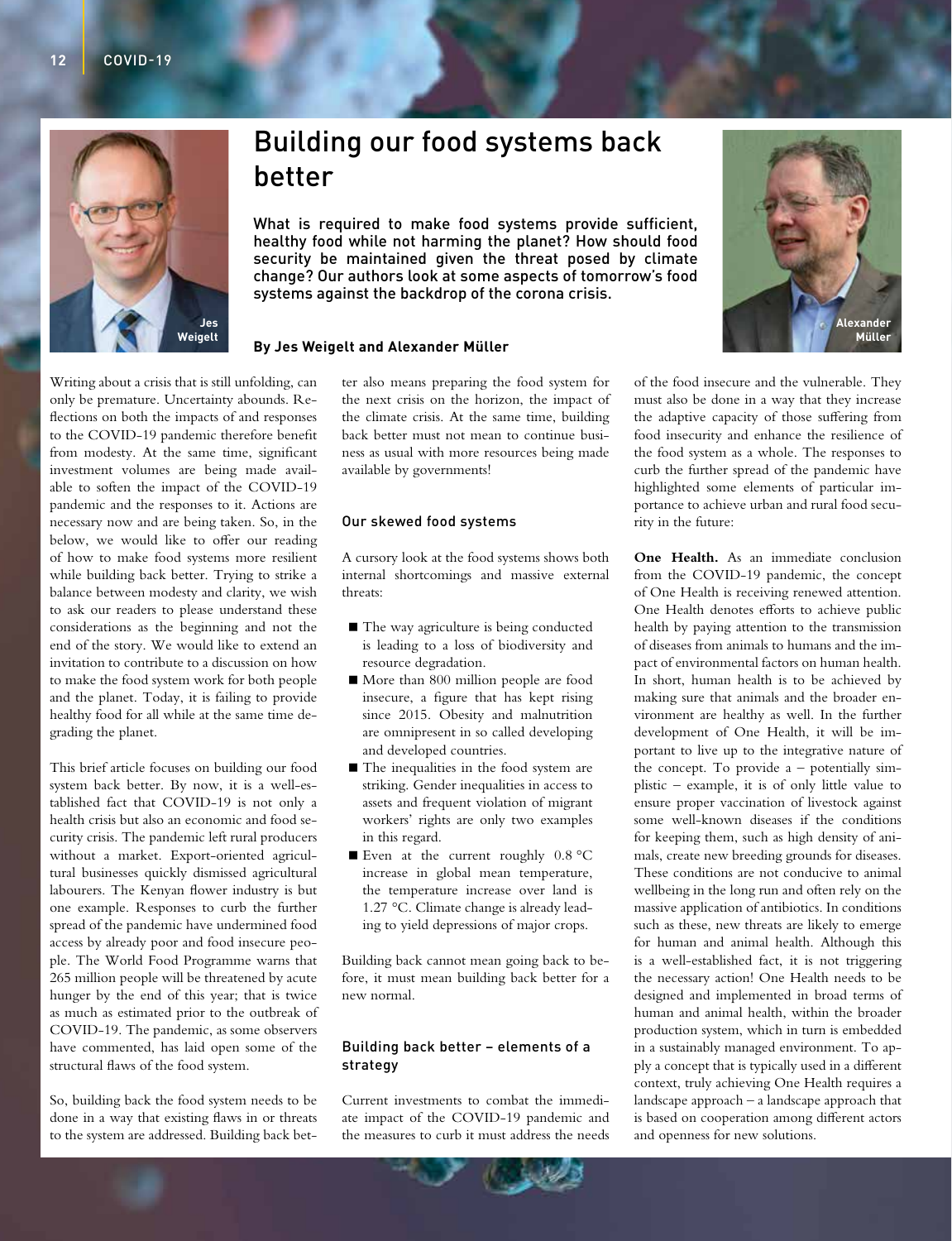# Building our food systems back better

**What is required to make food systems provide sufficient, healthy food while not harming the planet? How should food security be maintained given the threat posed by climate change? Our authors look at some aspects of tomorrow's food systems against the backdrop of the corona crisis.**

Jes Weigelt

Alexander Müller

**By Jes Weigelt and Alexander Müller**

Writing about a crisis that is still unfolding, can only be premature. Uncertainty abounds. Reflections on both the impacts of and responses to the COVID-19 pandemic therefore benefit from modesty. At the same time, significant investment volumes are being made available to soften the impact of the COVID-19 pandemic and the responses to it. Actions are necessary now and are being taken. So, in the below, we would like to offer our reading of how to make food systems more resilient while building back better. Trying to strike a balance between modesty and clarity, we wish to ask our readers to please understand these considerations as the beginning and not the end of the story. We would like to extend an invitation to contribute to a discussion on how to make the food system work for both people and the planet. Today, it is failing to provide healthy food for all while at the same time degrading the planet.

This brief article focuses on building our food system back better. By now, it is a well-established fact that COVID-19 is not only a health crisis but also an economic and food security crisis. The pandemic left rural producers without a market. Export-oriented agricultural businesses quickly dismissed agricultural labourers. The Kenyan flower industry is but one example. Responses to curb the further spread of the pandemic have undermined food access by already poor and food insecure people. The World Food Programme warns that 265 million people will be threatened by acute hunger by the end of this year; that is twice as much as estimated prior to the outbreak of COVID-19. The pandemic, as some observers have commented, has laid open some of the structural flaws of the food system.

So, building back the food system needs to be done in a way that existing flaws in or threats to the system are addressed. Building back better also means preparing the food system for the next crisis on the horizon, the impact of the climate crisis. At the same time, building back better must not mean to continue business as usual with more resources being made available by governments!

## Our skewed food systems

A cursory look at the food systems shows both internal shortcomings and massive external threats:

- The way agriculture is being conducted is leading to a loss of biodiversity and resource degradation.
- More than 800 million people are food insecure, a figure that has kept rising since 2015. Obesity and malnutrition are omnipresent in so called developing and developed countries.
- The inequalities in the food system are striking. Gender inequalities in access to assets and frequent violation of migrant workers' rights are only two examples in this regard.
- Even at the current roughly 0.8 °C increase in global mean temperature, the temperature increase over land is 1.27 °C. Climate change is already leading to yield depressions of major crops.

Building back cannot mean going back to before, it must mean building back better for a new normal.

## Building back better – elements of a strategy

Current investments to combat the immediate impact of the COVID-19 pandemic and the measures to curb it must address the needs of the food insecure and the vulnerable. They must also be done in a way that they increase the adaptive capacity of those suffering from food insecurity and enhance the resilience of the food system as a whole. The responses to curb the further spread of the pandemic have highlighted some elements of particular importance to achieve urban and rural food security in the future:

**One Health.** As an immediate conclusion from the COVID-19 pandemic, the concept of One Health is receiving renewed attention. One Health denotes efforts to achieve public health by paying attention to the transmission of diseases from animals to humans and the impact of environmental factors on human health. In short, human health is to be achieved by making sure that animals and the broader environment are healthy as well. In the further development of One Health, it will be important to live up to the integrative nature of the concept. To provide a – potentially simplistic – example, it is of only little value to ensure proper vaccination of livestock against some well-known diseases if the conditions for keeping them, such as high density of animals, create new breeding grounds for diseases. These conditions are not conducive to animal wellbeing in the long run and often rely on the massive application of antibiotics. In conditions such as these, new threats are likely to emerge for human and animal health. Although this is a well-established fact, it is not triggering the necessary action! One Health needs to be designed and implemented in broad terms of human and animal health, within the broader production system, which in turn is embedded in a sustainably managed environment. To apply a concept that is typically used in a different context, truly achieving One Health requires a landscape approach – a landscape approach that is based on cooperation among different actors and openness for new solutions.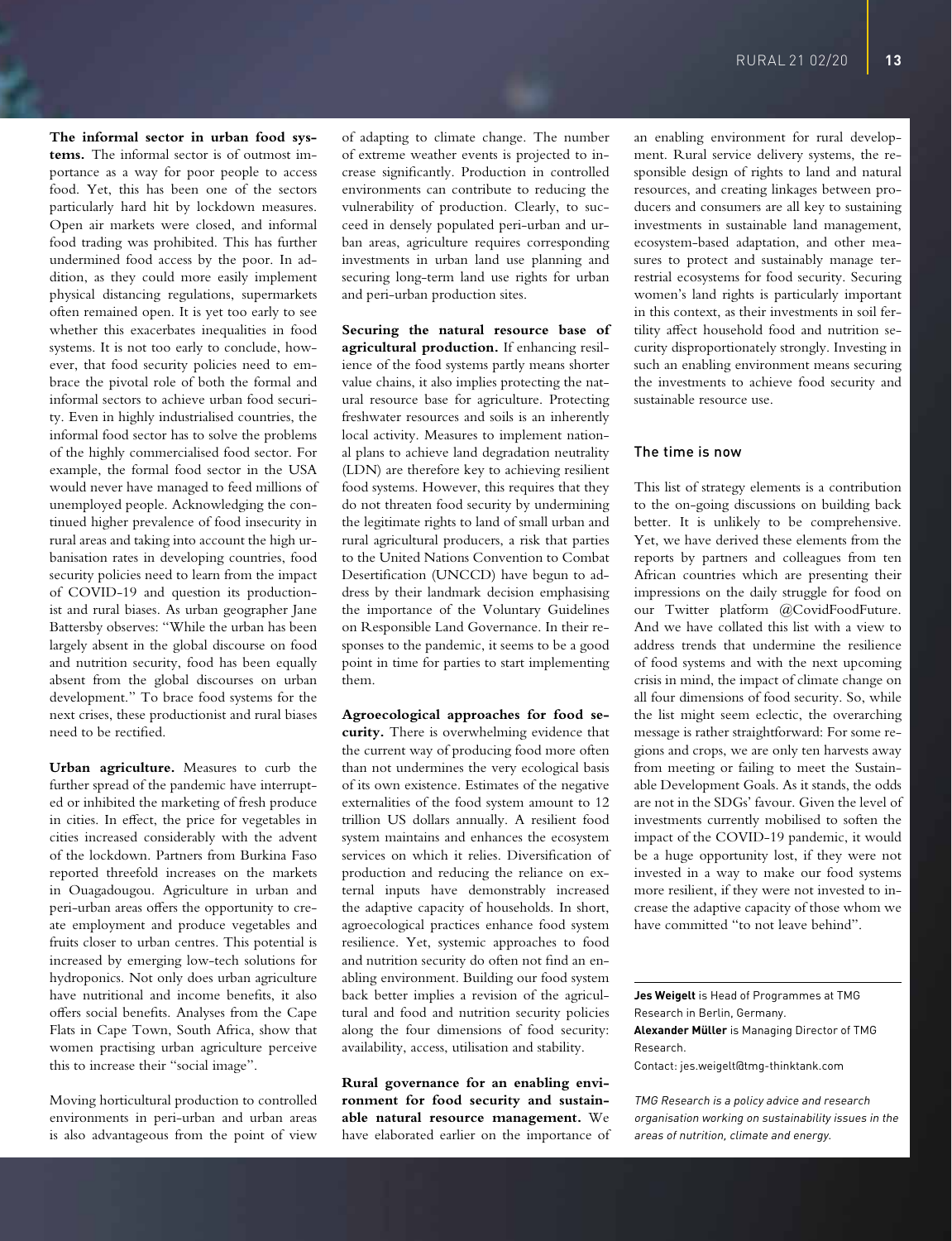**The informal sector in urban food systems.** The informal sector is of outmost importance as a way for poor people to access food. Yet, this has been one of the sectors particularly hard hit by lockdown measures. Open air markets were closed, and informal food trading was prohibited. This has further undermined food access by the poor. In addition, as they could more easily implement physical distancing regulations, supermarkets often remained open. It is yet too early to see whether this exacerbates inequalities in food systems. It is not too early to conclude, however, that food security policies need to embrace the pivotal role of both the formal and informal sectors to achieve urban food security. Even in highly industrialised countries, the informal food sector has to solve the problems of the highly commercialised food sector. For example, the formal food sector in the USA would never have managed to feed millions of unemployed people. Acknowledging the continued higher prevalence of food insecurity in rural areas and taking into account the high urbanisation rates in developing countries, food security policies need to learn from the impact of COVID-19 and question its productionist and rural biases. As urban geographer Jane Battersby observes: "While the urban has been largely absent in the global discourse on food and nutrition security, food has been equally absent from the global discourses on urban development." To brace food systems for the next crises, these productionist and rural biases need to be rectified.

**Urban agriculture.** Measures to curb the further spread of the pandemic have interrupted or inhibited the marketing of fresh produce in cities. In effect, the price for vegetables in cities increased considerably with the advent of the lockdown. Partners from Burkina Faso reported threefold increases on the markets in Ouagadougou. Agriculture in urban and peri-urban areas offers the opportunity to create employment and produce vegetables and fruits closer to urban centres. This potential is increased by emerging low-tech solutions for hydroponics. Not only does urban agriculture have nutritional and income benefits, it also offers social benefits. Analyses from the Cape Flats in Cape Town, South Africa, show that women practising urban agriculture perceive this to increase their "social image".

Moving horticultural production to controlled environments in peri-urban and urban areas is also advantageous from the point of view of adapting to climate change. The number of extreme weather events is projected to increase significantly. Production in controlled environments can contribute to reducing the vulnerability of production. Clearly, to succeed in densely populated peri-urban and urban areas, agriculture requires corresponding investments in urban land use planning and securing long-term land use rights for urban and peri-urban production sites.

**Securing the natural resource base of agricultural production.** If enhancing resilience of the food systems partly means shorter value chains, it also implies protecting the natural resource base for agriculture. Protecting freshwater resources and soils is an inherently local activity. Measures to implement national plans to achieve land degradation neutrality (LDN) are therefore key to achieving resilient food systems. However, this requires that they do not threaten food security by undermining the legitimate rights to land of small urban and rural agricultural producers, a risk that parties to the United Nations Convention to Combat Desertification (UNCCD) have begun to address by their landmark decision emphasising the importance of the Voluntary Guidelines on Responsible Land Governance. In their responses to the pandemic, it seems to be a good point in time for parties to start implementing them.

**Agroecological approaches for food security.** There is overwhelming evidence that the current way of producing food more often than not undermines the very ecological basis of its own existence. Estimates of the negative externalities of the food system amount to 12 trillion US dollars annually. A resilient food system maintains and enhances the ecosystem services on which it relies. Diversification of production and reducing the reliance on external inputs have demonstrably increased the adaptive capacity of households. In short, agroecological practices enhance food system resilience. Yet, systemic approaches to food and nutrition security do often not find an enabling environment. Building our food system back better implies a revision of the agricultural and food and nutrition security policies along the four dimensions of food security: availability, access, utilisation and stability.

**Rural governance for an enabling environment for food security and sustainable natural resource management.** We have elaborated earlier on the importance of an enabling environment for rural development. Rural service delivery systems, the responsible design of rights to land and natural resources, and creating linkages between producers and consumers are all key to sustaining investments in sustainable land management, ecosystem-based adaptation, and other measures to protect and sustainably manage terrestrial ecosystems for food security. Securing women's land rights is particularly important in this context, as their investments in soil fertility affect household food and nutrition security disproportionately strongly. Investing in such an enabling environment means securing the investments to achieve food security and sustainable resource use.

## The time is now

This list of strategy elements is a contribution to the on-going discussions on building back better. It is unlikely to be comprehensive. Yet, we have derived these elements from the reports by partners and colleagues from ten African countries which are presenting their impressions on the daily struggle for food on our Twitter platform @CovidFoodFuture. And we have collated this list with a view to address trends that undermine the resilience of food systems and with the next upcoming crisis in mind, the impact of climate change on all four dimensions of food security. So, while the list might seem eclectic, the overarching message is rather straightforward: For some regions and crops, we are only ten harvests away from meeting or failing to meet the Sustainable Development Goals. As it stands, the odds are not in the SDGs' favour. Given the level of investments currently mobilised to soften the impact of the COVID-19 pandemic, it would be a huge opportunity lost, if they were not invested in a way to make our food systems more resilient, if they were not invested to increase the adaptive capacity of those whom we have committed "to not leave behind".

---

**Jes Weigelt** is Head of Programmes at TMG Research in Berlin, Germany.
**Alexander Müller** is Managing Director of TMG Research.
Contact: jes.weigelt@tmg-thinktank.com

*TMG Research is a policy advice and research organisation working on sustainability issues in the areas of nutrition, climate and energy.*